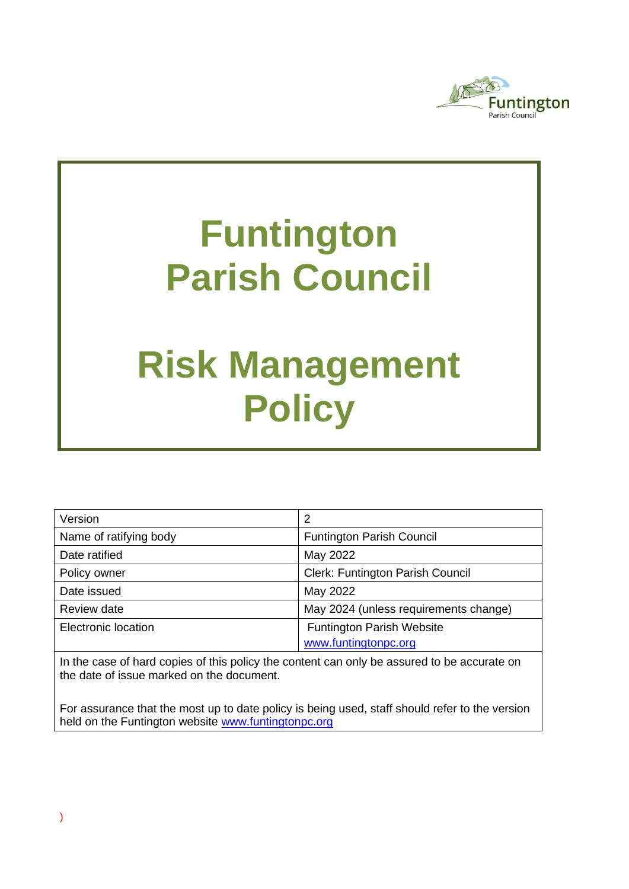# Funtington Parish Council

# Risk Management Policy

| Version | 2 |
|---|---|
| Name of ratifying body | Funtington Parish Council |
| Date ratified | May 2022 |
| Policy owner | Clerk: Funtington Parish Council |
| Date issued | May 2022 |
| Review date | May 2024 (unless requirements change) |
| Electronic location | Funtington Parish Website www.funtingtonpc.org |

In the case of hard copies of this policy the content can only be assured to be accurate on the date of issue marked on the document.

For assurance that the most up to date policy is being used, staff should refer to the version held on the Funtington website www.funtingtonpc.org

)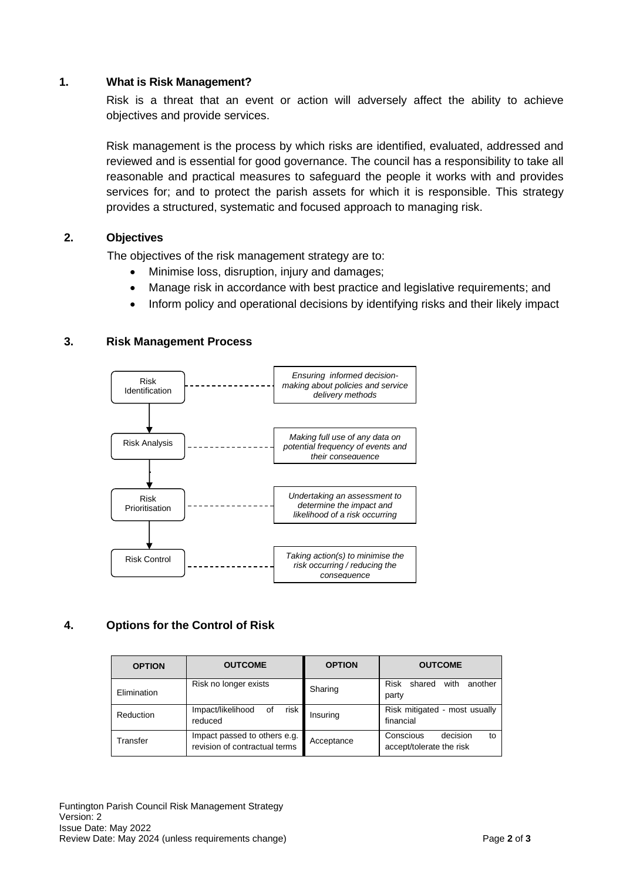## 1. What is Risk Management?

Risk is a threat that an event or action will adversely affect the ability to achieve objectives and provide services.

Risk management is the process by which risks are identified, evaluated, addressed and reviewed and is essential for good governance. The council has a responsibility to take all reasonable and practical measures to safeguard the people it works with and provides services for; and to protect the parish assets for which it is responsible. This strategy provides a structured, systematic and focused approach to managing risk.

## 2. Objectives

The objectives of the risk management strategy are to:

- Minimise loss, disruption, injury and damages;
- Manage risk in accordance with best practice and legislative requirements; and
- Inform policy and operational decisions by identifying risks and their likely impact

## 3. Risk Management Process

| Stage | Description |
| --- | --- |
| Risk Identification | *Ensuring informed decision-making about policies and service delivery methods* |
| Risk Analysis | *Making full use of any data on potential frequency of events and their consequence* |
| Risk Prioritisation | *Undertaking an assessment to determine the impact and likelihood of a risk occurring* |
| Risk Control | *Taking action(s) to minimise the risk occurring / reducing the consequence* |

## 4. Options for the Control of Risk

| OPTION | OUTCOME | OPTION | OUTCOME |
| --- | --- | --- | --- |
| Elimination | Risk no longer exists | Sharing | Risk shared with another party |
| Reduction | Impact/likelihood of risk reduced | Insuring | Risk mitigated - most usually financial |
| Transfer | Impact passed to others e.g. revision of contractual terms | Acceptance | Conscious decision to accept/tolerate the risk |

Funtington Parish Council Risk Management Strategy
Version: 2
Issue Date: May 2022
Review Date: May 2024 (unless requirements change)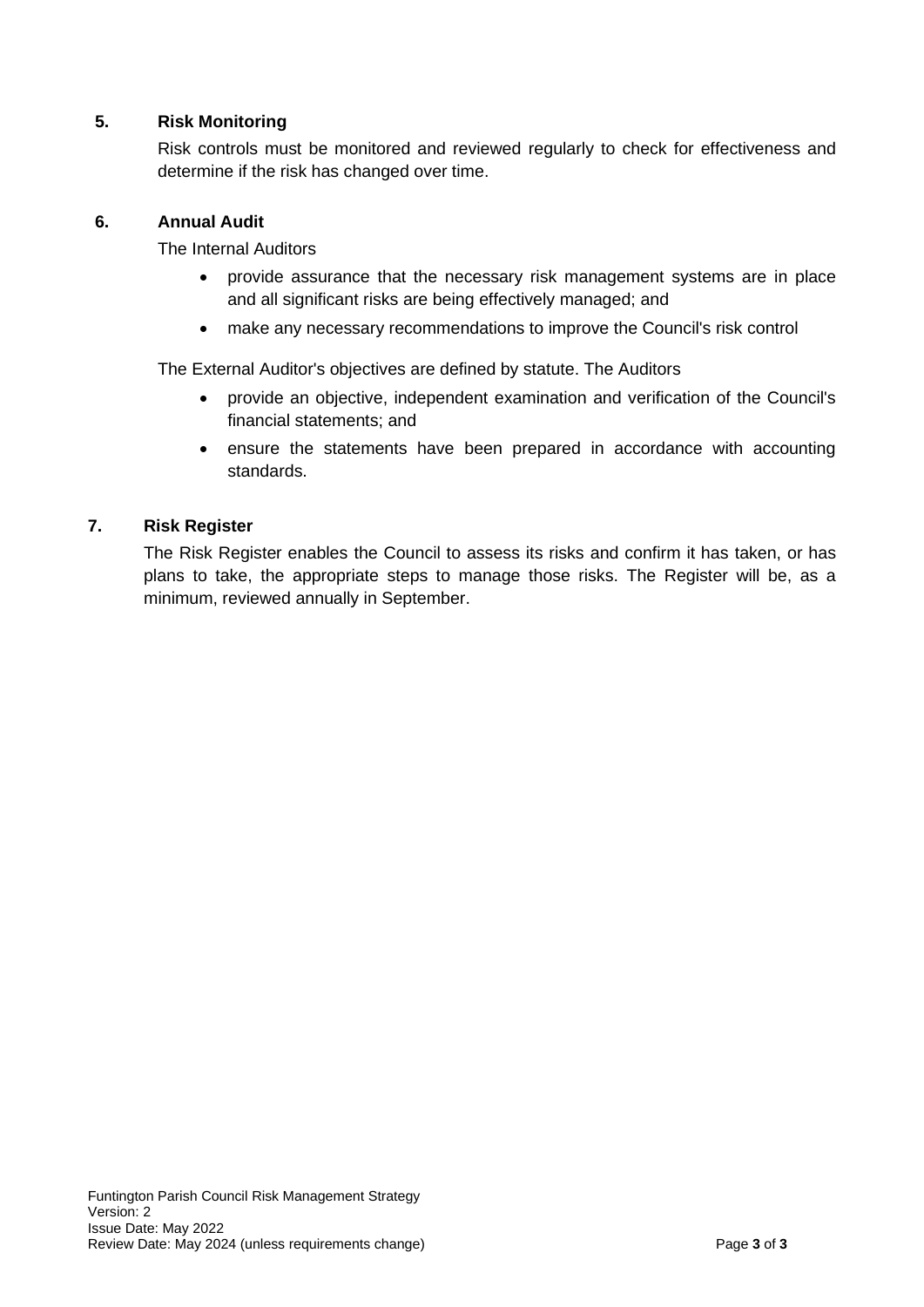## 5. Risk Monitoring

Risk controls must be monitored and reviewed regularly to check for effectiveness and determine if the risk has changed over time.

## 6. Annual Audit

The Internal Auditors

- provide assurance that the necessary risk management systems are in place and all significant risks are being effectively managed; and
- make any necessary recommendations to improve the Council's risk control

The External Auditor's objectives are defined by statute. The Auditors

- provide an objective, independent examination and verification of the Council's financial statements; and
- ensure the statements have been prepared in accordance with accounting standards.

## 7. Risk Register

The Risk Register enables the Council to assess its risks and confirm it has taken, or has plans to take, the appropriate steps to manage those risks. The Register will be, as a minimum, reviewed annually in September.